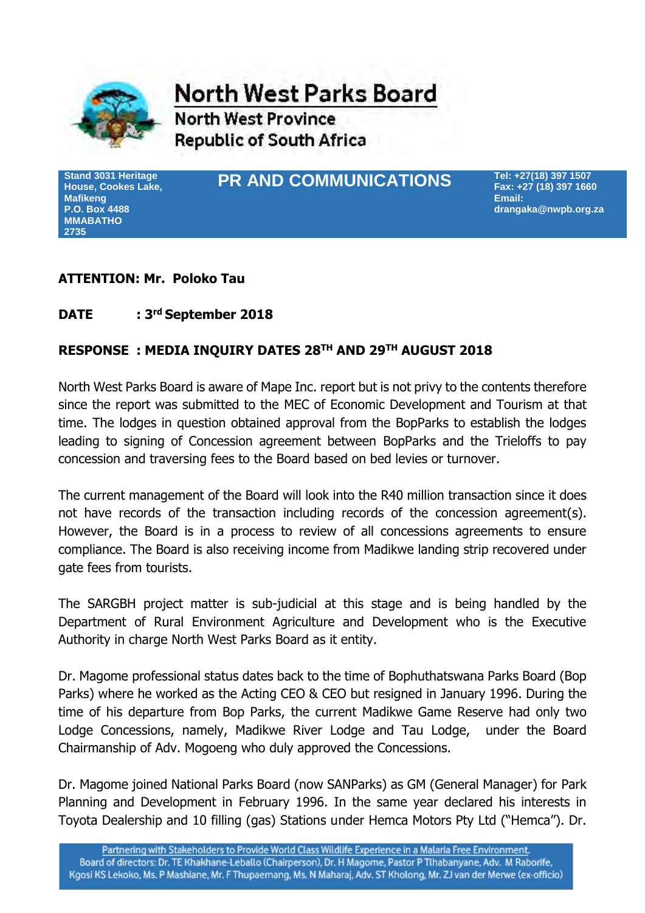# North West Parks Board

North West Province
Republic of South Africa

Stand 3031 Heritage House, Cookes Lake, Mafikeng
P.O. Box 4488
MMABATHO
2735

## PR AND COMMUNICATIONS

Tel: +27(18) 397 1507
Fax: +27 (18) 397 1660
Email: drangaka@nwpb.org.za

**ATTENTION: Mr. Poloko Tau**

**DATE : 3rd September 2018**

**RESPONSE : MEDIA INQUIRY DATES 28TH AND 29TH AUGUST 2018**

North West Parks Board is aware of Mape Inc. report but is not privy to the contents therefore since the report was submitted to the MEC of Economic Development and Tourism at that time. The lodges in question obtained approval from the BopParks to establish the lodges leading to signing of Concession agreement between BopParks and the Trieloffs to pay concession and traversing fees to the Board based on bed levies or turnover.

The current management of the Board will look into the R40 million transaction since it does not have records of the transaction including records of the concession agreement(s). However, the Board is in a process to review of all concessions agreements to ensure compliance. The Board is also receiving income from Madikwe landing strip recovered under gate fees from tourists.

The SARGBH project matter is sub-judicial at this stage and is being handled by the Department of Rural Environment Agriculture and Development who is the Executive Authority in charge North West Parks Board as it entity.

Dr. Magome professional status dates back to the time of Bophuthatswana Parks Board (Bop Parks) where he worked as the Acting CEO & CEO but resigned in January 1996. During the time of his departure from Bop Parks, the current Madikwe Game Reserve had only two Lodge Concessions, namely, Madikwe River Lodge and Tau Lodge, under the Board Chairmanship of Adv. Mogoeng who duly approved the Concessions.

Dr. Magome joined National Parks Board (now SANParks) as GM (General Manager) for Park Planning and Development in February 1996. In the same year declared his interests in Toyota Dealership and 10 filling (gas) Stations under Hemca Motors Pty Ltd ("Hemca"). Dr.

Partnering with Stakeholders to Provide World Class Wildlife Experience in a Malaria Free Environment.
Board of directors: Dr. TE Khakhane-Leballo (Chairperson), Dr. H Magome, Pastor P Tlhabanyane, Adv. M Raborife, Kgosi KS Lekoko, Ms. P Mashiane, Mr. F Thupaemang, Ms. N Maharaj, Adv. ST Kholong, Mr. ZJ van der Merwe (ex-officio)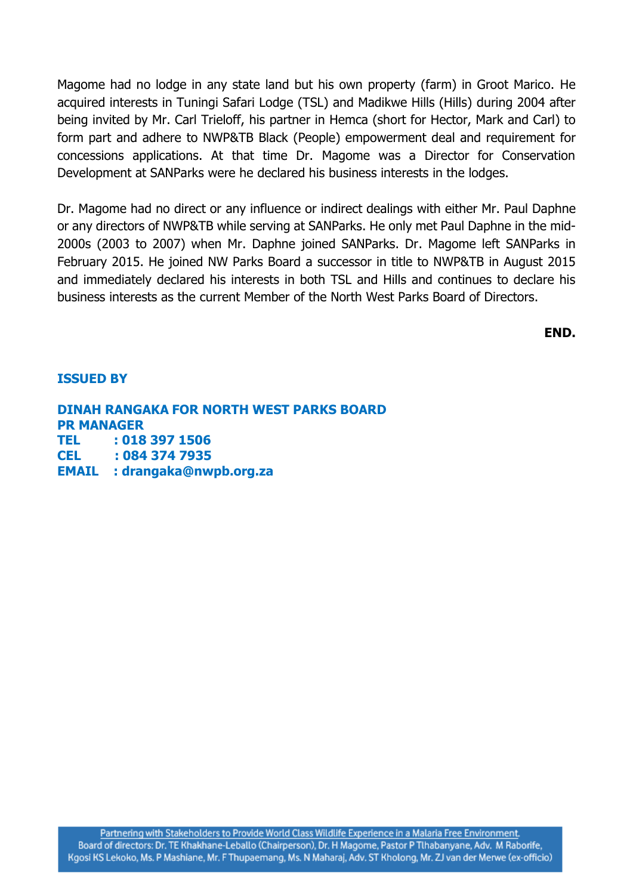Magome had no lodge in any state land but his own property (farm) in Groot Marico. He acquired interests in Tuningi Safari Lodge (TSL) and Madikwe Hills (Hills) during 2004 after being invited by Mr. Carl Trieloff, his partner in Hemca (short for Hector, Mark and Carl) to form part and adhere to NWP&TB Black (People) empowerment deal and requirement for concessions applications. At that time Dr. Magome was a Director for Conservation Development at SANParks were he declared his business interests in the lodges.

Dr. Magome had no direct or any influence or indirect dealings with either Mr. Paul Daphne or any directors of NWP&TB while serving at SANParks. He only met Paul Daphne in the mid-2000s (2003 to 2007) when Mr. Daphne joined SANParks. Dr. Magome left SANParks in February 2015. He joined NW Parks Board a successor in title to NWP&TB in August 2015 and immediately declared his interests in both TSL and Hills and continues to declare his business interests as the current Member of the North West Parks Board of Directors.

**END.**

**ISSUED BY**

**DINAH RANGAKA FOR NORTH WEST PARKS BOARD**
**PR MANAGER**
**TEL : 018 397 1506**
**CEL : 084 374 7935**
**EMAIL : drangaka@nwpb.org.za**

Partnering with Stakeholders to Provide World Class Wildlife Experience in a Malaria Free Environment.
Board of directors: Dr. TE Khakhane-Leballo (Chairperson), Dr. H Magome, Pastor P Tlhabanyane, Adv. M Raborife, Kgosi KS Lekoko, Ms. P Mashiane, Mr. F Thupaemang, Ms. N Maharaj, Adv. ST Kholong, Mr. ZJ van der Merwe (ex-officio)